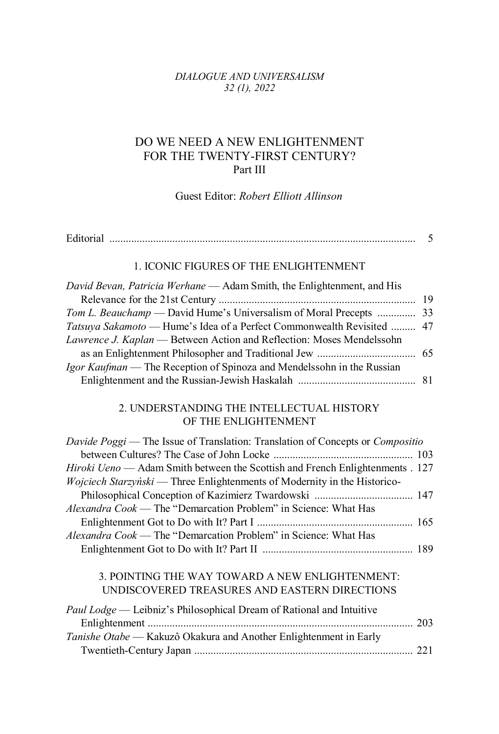*DIALOGUE AND UNIVERSALISM*
*32 (1), 2022*

# DO WE NEED A NEW ENLIGHTENMENT FOR THE TWENTY-FIRST CENTURY?
Part III

Guest Editor: *Robert Elliott Allinson*

Editorial ........................................................................................................ 5

## 1. ICONIC FIGURES OF THE ENLIGHTENMENT

*David Bevan, Patricia Werhane* — Adam Smith, the Enlightenment, and His Relevance for the 21st Century ........................................................................ 19

*Tom L. Beauchamp* — David Hume's Universalism of Moral Precepts .............. 33

*Tatsuya Sakamoto* — Hume's Idea of a Perfect Commonwealth Revisited ......... 47

*Lawrence J. Kaplan* — Between Action and Reflection: Moses Mendelssohn as an Enlightenment Philosopher and Traditional Jew .................................... 65

*Igor Kaufman* — The Reception of Spinoza and Mendelssohn in the Russian Enlightenment and the Russian-Jewish Haskalah ........................................... 81

## 2. UNDERSTANDING THE INTELLECTUAL HISTORY OF THE ENLIGHTENMENT

*Davide Poggi* — The Issue of Translation: Translation of Concepts or *Compositio* between Cultures? The Case of John Locke ................................................... 103

*Hiroki Ueno* — Adam Smith between the Scottish and French Enlightenments . 127

*Wojciech Starzyński* — Three Enlightenments of Modernity in the Historico-Philosophical Conception of Kazimierz Twardowski .................................... 147

*Alexandra Cook* — The "Demarcation Problem" in Science: What Has Enlightenment Got to Do with It? Part I ......................................................... 165

*Alexandra Cook* — The "Demarcation Problem" in Science: What Has Enlightenment Got to Do with It? Part II ....................................................... 189

## 3. POINTING THE WAY TOWARD A NEW ENLIGHTENMENT: UNDISCOVERED TREASURES AND EASTERN DIRECTIONS

*Paul Lodge* — Leibniz's Philosophical Dream of Rational and Intuitive Enlightenment ................................................................................................ 203

*Tanishe Otabe* — Kakuzô Okakura and Another Enlightenment in Early Twentieth-Century Japan ................................................................................ 221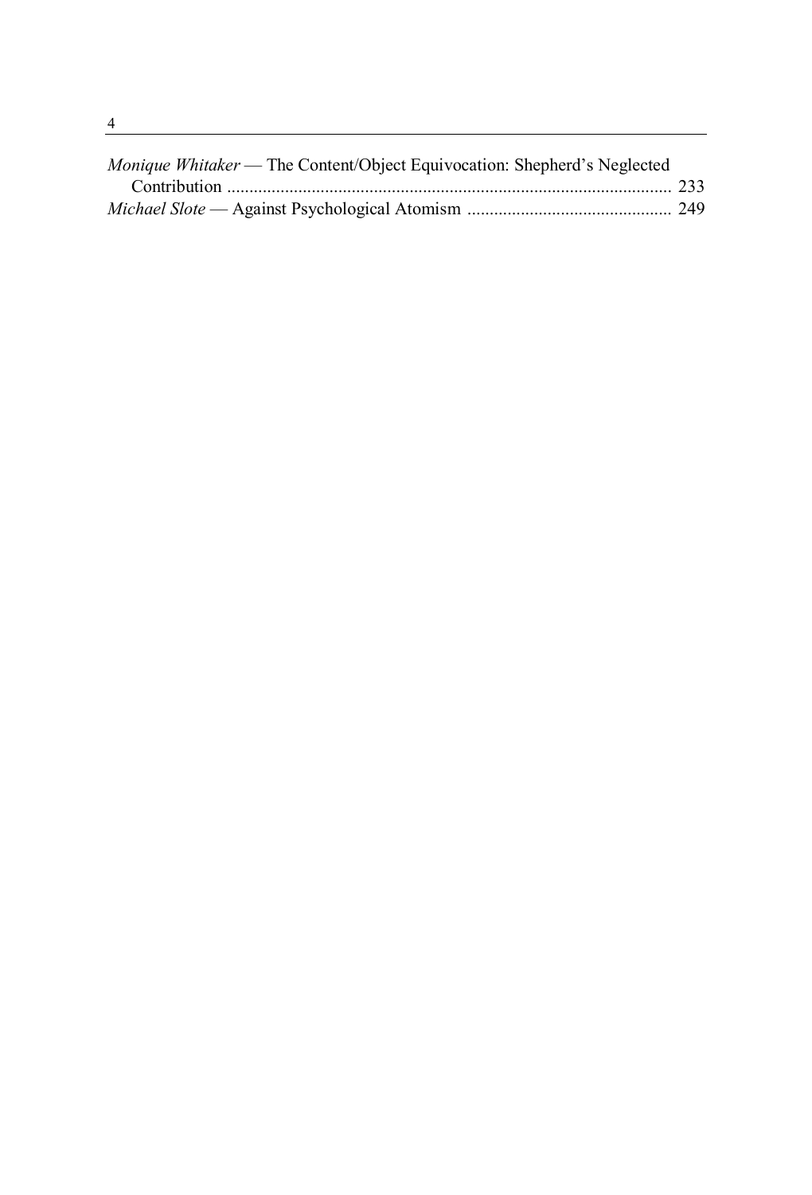*Monique Whitaker* — The Content/Object Equivocation: Shepherd's Neglected Contribution .................................................................................................. 233
*Michael Slote* — Against Psychological Atomism ............................................. 249